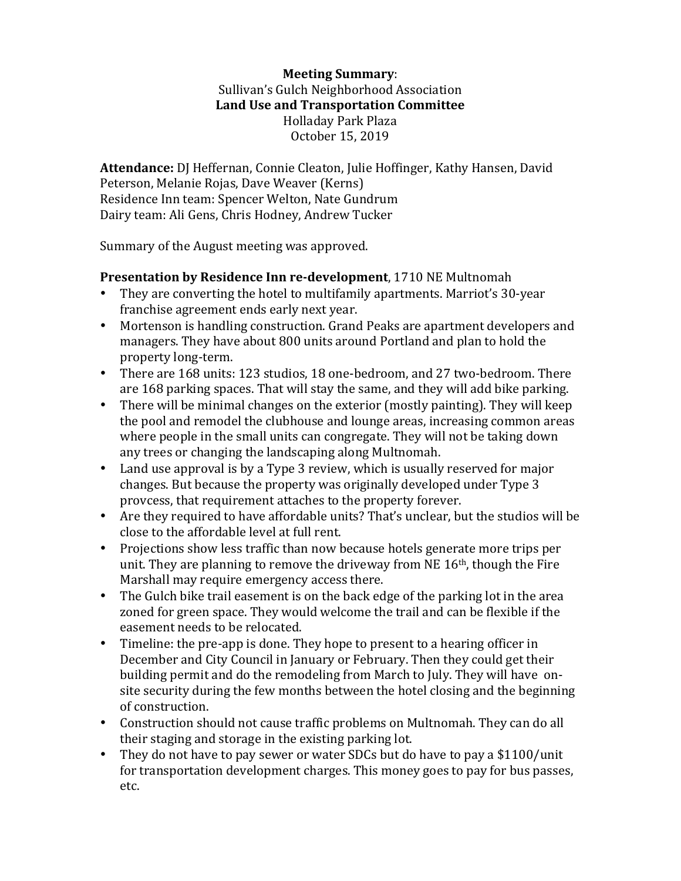**Meeting Summary**:
Sullivan's Gulch Neighborhood Association
**Land Use and Transportation Committee**
Holladay Park Plaza
October 15, 2019

**Attendance:** DJ Heffernan, Connie Cleaton, Julie Hoffinger, Kathy Hansen, David Peterson, Melanie Rojas, Dave Weaver (Kerns)
Residence Inn team: Spencer Welton, Nate Gundrum
Dairy team: Ali Gens, Chris Hodney, Andrew Tucker

Summary of the August meeting was approved.

**Presentation by Residence Inn re-development**, 1710 NE Multnomah

- They are converting the hotel to multifamily apartments. Marriot's 30-year franchise agreement ends early next year.
- Mortenson is handling construction. Grand Peaks are apartment developers and managers. They have about 800 units around Portland and plan to hold the property long-term.
- There are 168 units: 123 studios, 18 one-bedroom, and 27 two-bedroom. There are 168 parking spaces. That will stay the same, and they will add bike parking.
- There will be minimal changes on the exterior (mostly painting). They will keep the pool and remodel the clubhouse and lounge areas, increasing common areas where people in the small units can congregate. They will not be taking down any trees or changing the landscaping along Multnomah.
- Land use approval is by a Type 3 review, which is usually reserved for major changes. But because the property was originally developed under Type 3 provcess, that requirement attaches to the property forever.
- Are they required to have affordable units? That's unclear, but the studios will be close to the affordable level at full rent.
- Projections show less traffic than now because hotels generate more trips per unit. They are planning to remove the driveway from NE 16th, though the Fire Marshall may require emergency access there.
- The Gulch bike trail easement is on the back edge of the parking lot in the area zoned for green space. They would welcome the trail and can be flexible if the easement needs to be relocated.
- Timeline: the pre-app is done. They hope to present to a hearing officer in December and City Council in January or February. Then they could get their building permit and do the remodeling from March to July. They will have on-site security during the few months between the hotel closing and the beginning of construction.
- Construction should not cause traffic problems on Multnomah. They can do all their staging and storage in the existing parking lot.
- They do not have to pay sewer or water SDCs but do have to pay a $1100/unit for transportation development charges. This money goes to pay for bus passes, etc.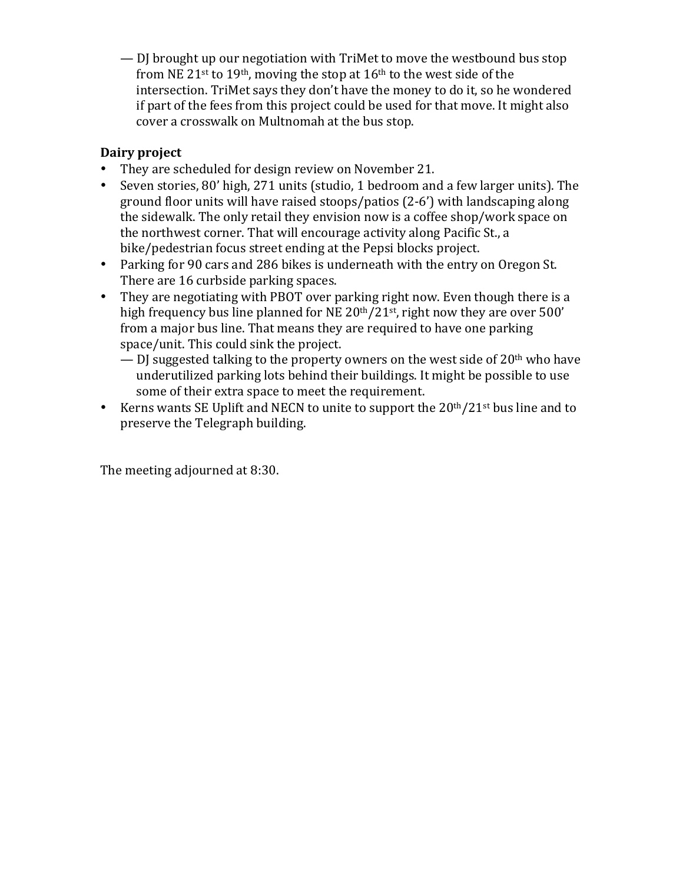— DJ brought up our negotiation with TriMet to move the westbound bus stop from NE 21st to 19th, moving the stop at 16th to the west side of the intersection. TriMet says they don't have the money to do it, so he wondered if part of the fees from this project could be used for that move. It might also cover a crosswalk on Multnomah at the bus stop.

**Dairy project**

- They are scheduled for design review on November 21.
- Seven stories, 80' high, 271 units (studio, 1 bedroom and a few larger units). The ground floor units will have raised stoops/patios (2-6') with landscaping along the sidewalk. The only retail they envision now is a coffee shop/work space on the northwest corner. That will encourage activity along Pacific St., a bike/pedestrian focus street ending at the Pepsi blocks project.
- Parking for 90 cars and 286 bikes is underneath with the entry on Oregon St. There are 16 curbside parking spaces.
- They are negotiating with PBOT over parking right now. Even though there is a high frequency bus line planned for NE 20th/21st, right now they are over 500' from a major bus line. That means they are required to have one parking space/unit. This could sink the project.
  — DJ suggested talking to the property owners on the west side of 20th who have underutilized parking lots behind their buildings. It might be possible to use some of their extra space to meet the requirement.
- Kerns wants SE Uplift and NECN to unite to support the 20th/21st bus line and to preserve the Telegraph building.

The meeting adjourned at 8:30.